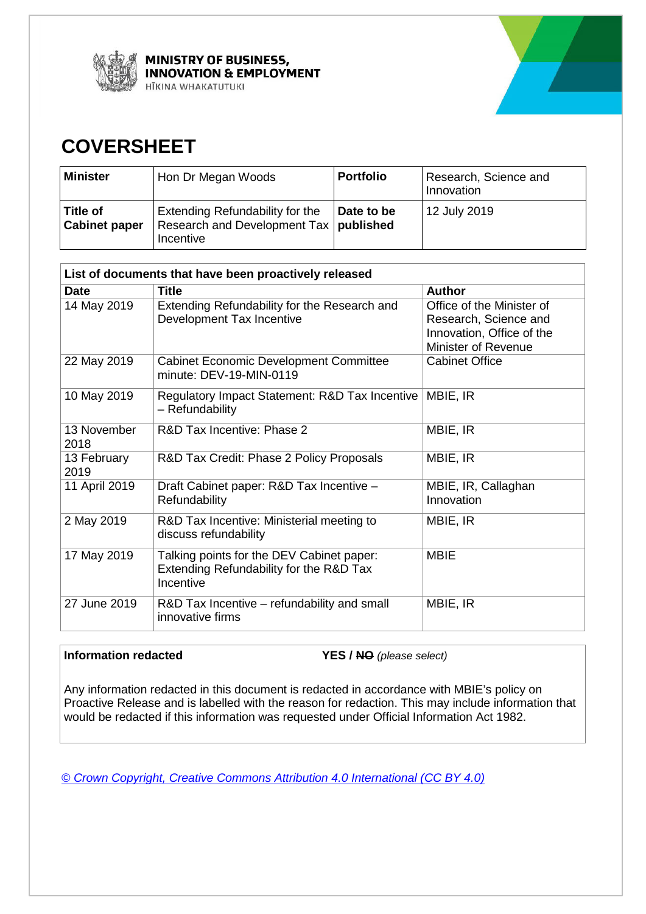**MINISTRY OF BUSINESS, INNOVATION & EMPLOYMENT**
HĪKINA WHAKATUTUKI

# COVERSHEET

| **Minister** | Hon Dr Megan Woods | **Portfolio** | Research, Science and Innovation |
|---|---|---|---|
| **Title of Cabinet paper** | Extending Refundability for the Research and Development Tax Incentive | **Date to be published** | 12 July 2019 |

| **List of documents that have been proactively released** | | |
|---|---|---|
| **Date** | **Title** | **Author** |
| 14 May 2019 | Extending Refundability for the Research and Development Tax Incentive | Office of the Minister of Research, Science and Innovation, Office of the Minister of Revenue |
| 22 May 2019 | Cabinet Economic Development Committee minute: DEV-19-MIN-0119 | Cabinet Office |
| 10 May 2019 | Regulatory Impact Statement: R&D Tax Incentive – Refundability | MBIE, IR |
| 13 November 2018 | R&D Tax Incentive: Phase 2 | MBIE, IR |
| 13 February 2019 | R&D Tax Credit: Phase 2 Policy Proposals | MBIE, IR |
| 11 April 2019 | Draft Cabinet paper: R&D Tax Incentive – Refundability | MBIE, IR, Callaghan Innovation |
| 2 May 2019 | R&D Tax Incentive: Ministerial meeting to discuss refundability | MBIE, IR |
| 17 May 2019 | Talking points for the DEV Cabinet paper: Extending Refundability for the R&D Tax Incentive | MBIE |
| 27 June 2019 | R&D Tax Incentive – refundability and small innovative firms | MBIE, IR |

**Information redacted** **YES / ~~NO~~** *(please select)*

Any information redacted in this document is redacted in accordance with MBIE's policy on Proactive Release and is labelled with the reason for redaction. This may include information that would be redacted if this information was requested under Official Information Act 1982.

*© Crown Copyright, Creative Commons Attribution 4.0 International (CC BY 4.0)*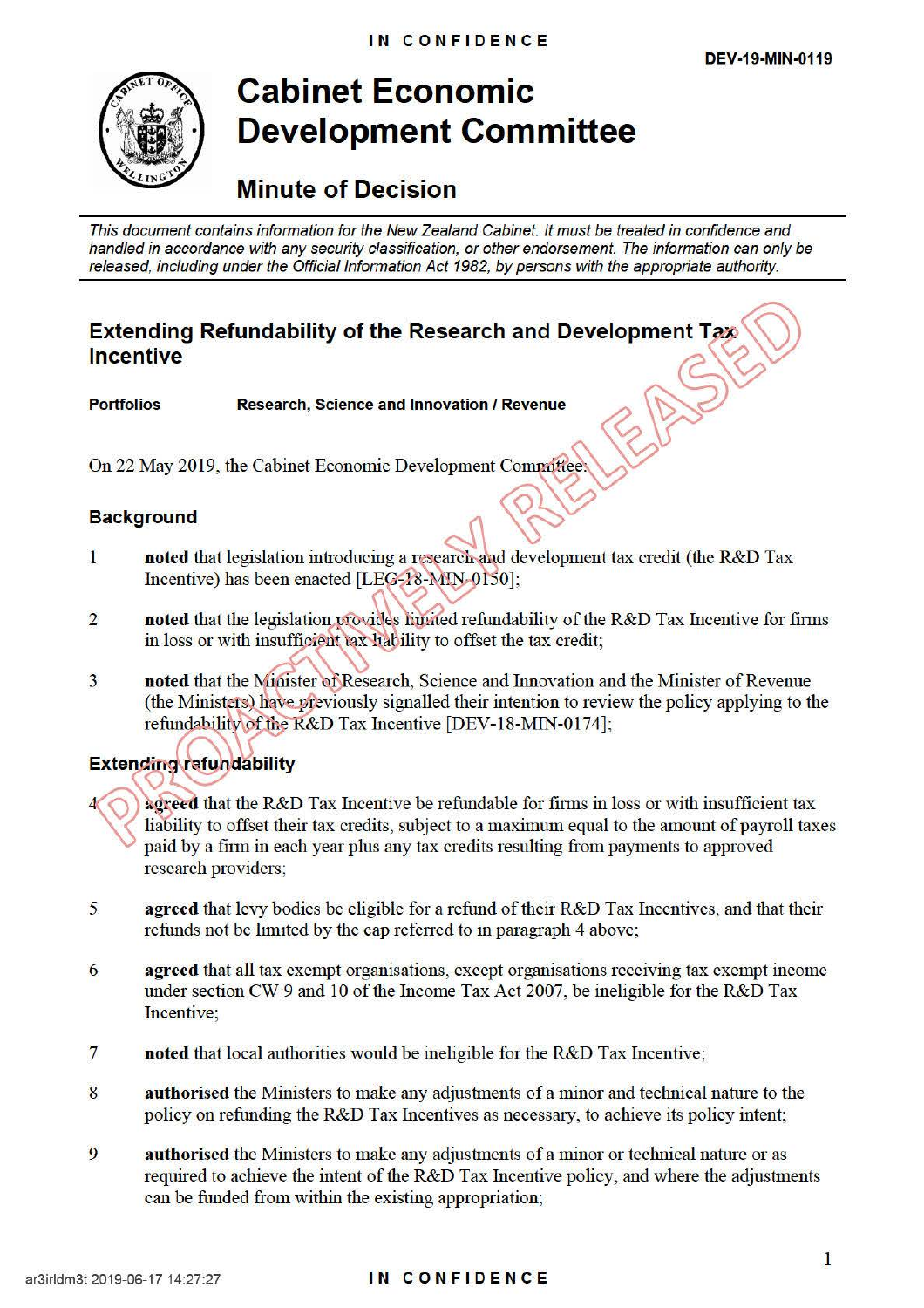IN CONFIDENCE

DEV-19-MIN-0119

# Cabinet Economic Development Committee

## Minute of Decision

*This document contains information for the New Zealand Cabinet. It must be treated in confidence and handled in accordance with any security classification, or other endorsement. The information can only be released, including under the Official Information Act 1982, by persons with the appropriate authority.*

## Extending Refundability of the Research and Development Tax Incentive

**Portfolios** **Research, Science and Innovation / Revenue**

On 22 May 2019, the Cabinet Economic Development Committee:

### Background

1 **noted** that legislation introducing a research and development tax credit (the R&D Tax Incentive) has been enacted [LEG-18-MIN-0150];

2 **noted** that the legislation provides limited refundability of the R&D Tax Incentive for firms in loss or with insufficient tax liability to offset the tax credit;

3 **noted** that the Minister of Research, Science and Innovation and the Minister of Revenue (the Ministers) have previously signalled their intention to review the policy applying to the refundability of the R&D Tax Incentive [DEV-18-MIN-0174];

### Extending refundability

4 **agreed** that the R&D Tax Incentive be refundable for firms in loss or with insufficient tax liability to offset their tax credits, subject to a maximum equal to the amount of payroll taxes paid by a firm in each year plus any tax credits resulting from payments to approved research providers;

5 **agreed** that levy bodies be eligible for a refund of their R&D Tax Incentives, and that their refunds not be limited by the cap referred to in paragraph 4 above;

6 **agreed** that all tax exempt organisations, except organisations receiving tax exempt income under section CW 9 and 10 of the Income Tax Act 2007, be ineligible for the R&D Tax Incentive;

7 **noted** that local authorities would be ineligible for the R&D Tax Incentive;

8 **authorised** the Ministers to make any adjustments of a minor and technical nature to the policy on refunding the R&D Tax Incentives as necessary, to achieve its policy intent;

9 **authorised** the Ministers to make any adjustments of a minor or technical nature or as required to achieve the intent of the R&D Tax Incentive policy, and where the adjustments can be funded from within the existing appropriation;

ar3irldm3t 2019-06-17 14:27:27

IN CONFIDENCE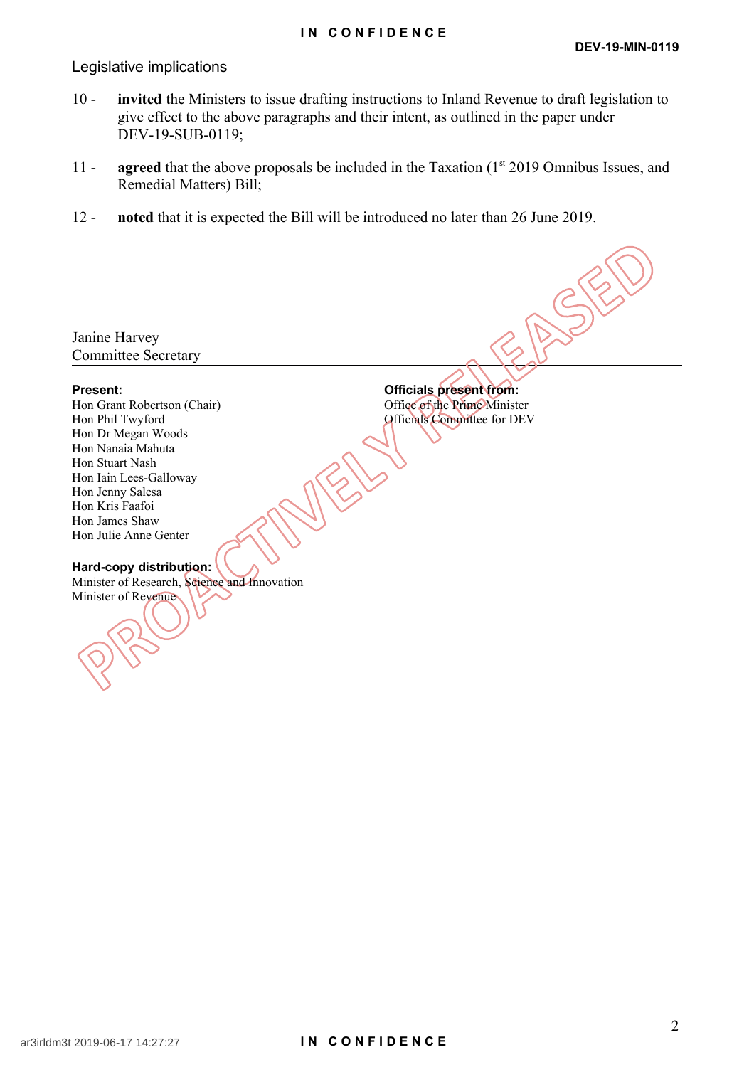### Legislative implications

10 - **invited** the Ministers to issue drafting instructions to Inland Revenue to draft legislation to give effect to the above paragraphs and their intent, as outlined in the paper under DEV-19-SUB-0119;

11 - **agreed** that the above proposals be included in the Taxation (1st 2019 Omnibus Issues, and Remedial Matters) Bill;

12 - **noted** that it is expected the Bill will be introduced no later than 26 June 2019.

Janine Harvey
Committee Secretary

**Present:**
Hon Grant Robertson (Chair)
Hon Phil Twyford
Hon Dr Megan Woods
Hon Nanaia Mahuta
Hon Stuart Nash
Hon Iain Lees-Galloway
Hon Jenny Salesa
Hon Kris Faafoi
Hon James Shaw
Hon Julie Anne Genter

**Officials present from:**
Office of the Prime Minister
Officials Committee for DEV

**Hard-copy distribution:**
Minister of Research, Science and Innovation
Minister of Revenue

PROACTIVELY RELEASED